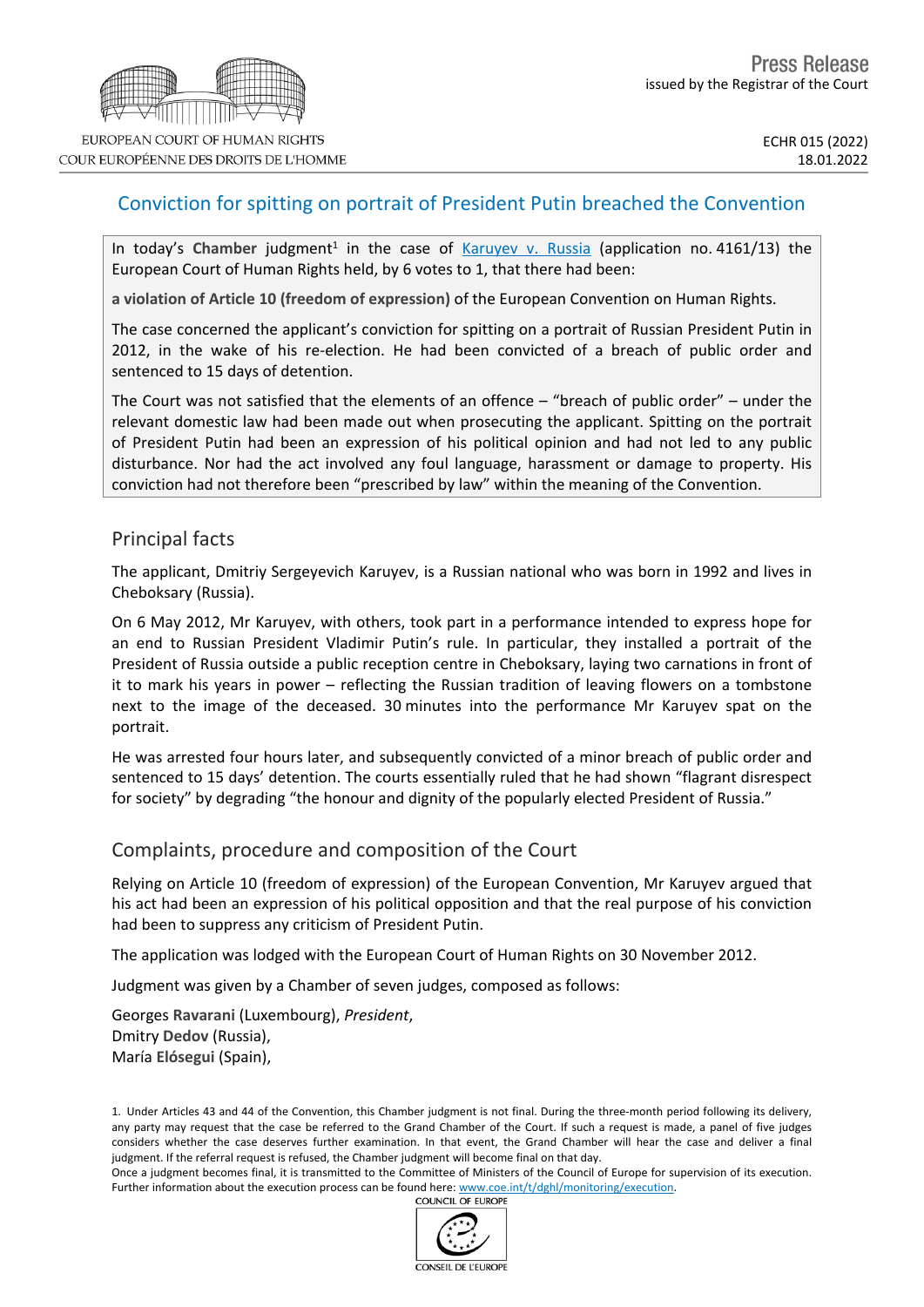EUROPEAN COURT OF HUMAN RIGHTS
COUR EUROPÉENNE DES DROITS DE L'HOMME

Press Release
issued by the Registrar of the Court

ECHR 015 (2022)
18.01.2022

# Conviction for spitting on portrait of President Putin breached the Convention

In today's **Chamber** judgment[1] in the case of Karuyev v. Russia (application no. 4161/13) the European Court of Human Rights held, by 6 votes to 1, that there had been:

**a violation of Article 10 (freedom of expression)** of the European Convention on Human Rights.

The case concerned the applicant's conviction for spitting on a portrait of Russian President Putin in 2012, in the wake of his re-election. He had been convicted of a breach of public order and sentenced to 15 days of detention.

The Court was not satisfied that the elements of an offence – "breach of public order" – under the relevant domestic law had been made out when prosecuting the applicant. Spitting on the portrait of President Putin had been an expression of his political opinion and had not led to any public disturbance. Nor had the act involved any foul language, harassment or damage to property. His conviction had not therefore been "prescribed by law" within the meaning of the Convention.

## Principal facts

The applicant, Dmitriy Sergeyevich Karuyev, is a Russian national who was born in 1992 and lives in Cheboksary (Russia).

On 6 May 2012, Mr Karuyev, with others, took part in a performance intended to express hope for an end to Russian President Vladimir Putin's rule. In particular, they installed a portrait of the President of Russia outside a public reception centre in Cheboksary, laying two carnations in front of it to mark his years in power – reflecting the Russian tradition of leaving flowers on a tombstone next to the image of the deceased. 30 minutes into the performance Mr Karuyev spat on the portrait.

He was arrested four hours later, and subsequently convicted of a minor breach of public order and sentenced to 15 days' detention. The courts essentially ruled that he had shown "flagrant disrespect for society" by degrading "the honour and dignity of the popularly elected President of Russia."

## Complaints, procedure and composition of the Court

Relying on Article 10 (freedom of expression) of the European Convention, Mr Karuyev argued that his act had been an expression of his political opposition and that the real purpose of his conviction had been to suppress any criticism of President Putin.

The application was lodged with the European Court of Human Rights on 30 November 2012.

Judgment was given by a Chamber of seven judges, composed as follows:

Georges **Ravarani** (Luxembourg), *President*,
Dmitry **Dedov** (Russia),
María **Elósegui** (Spain),

1. Under Articles 43 and 44 of the Convention, this Chamber judgment is not final. During the three-month period following its delivery, any party may request that the case be referred to the Grand Chamber of the Court. If such a request is made, a panel of five judges considers whether the case deserves further examination. In that event, the Grand Chamber will hear the case and deliver a final judgment. If the referral request is refused, the Chamber judgment will become final on that day.
Once a judgment becomes final, it is transmitted to the Committee of Ministers of the Council of Europe for supervision of its execution. Further information about the execution process can be found here: www.coe.int/t/dghl/monitoring/execution.

COUNCIL OF EUROPE
CONSEIL DE L'EUROPE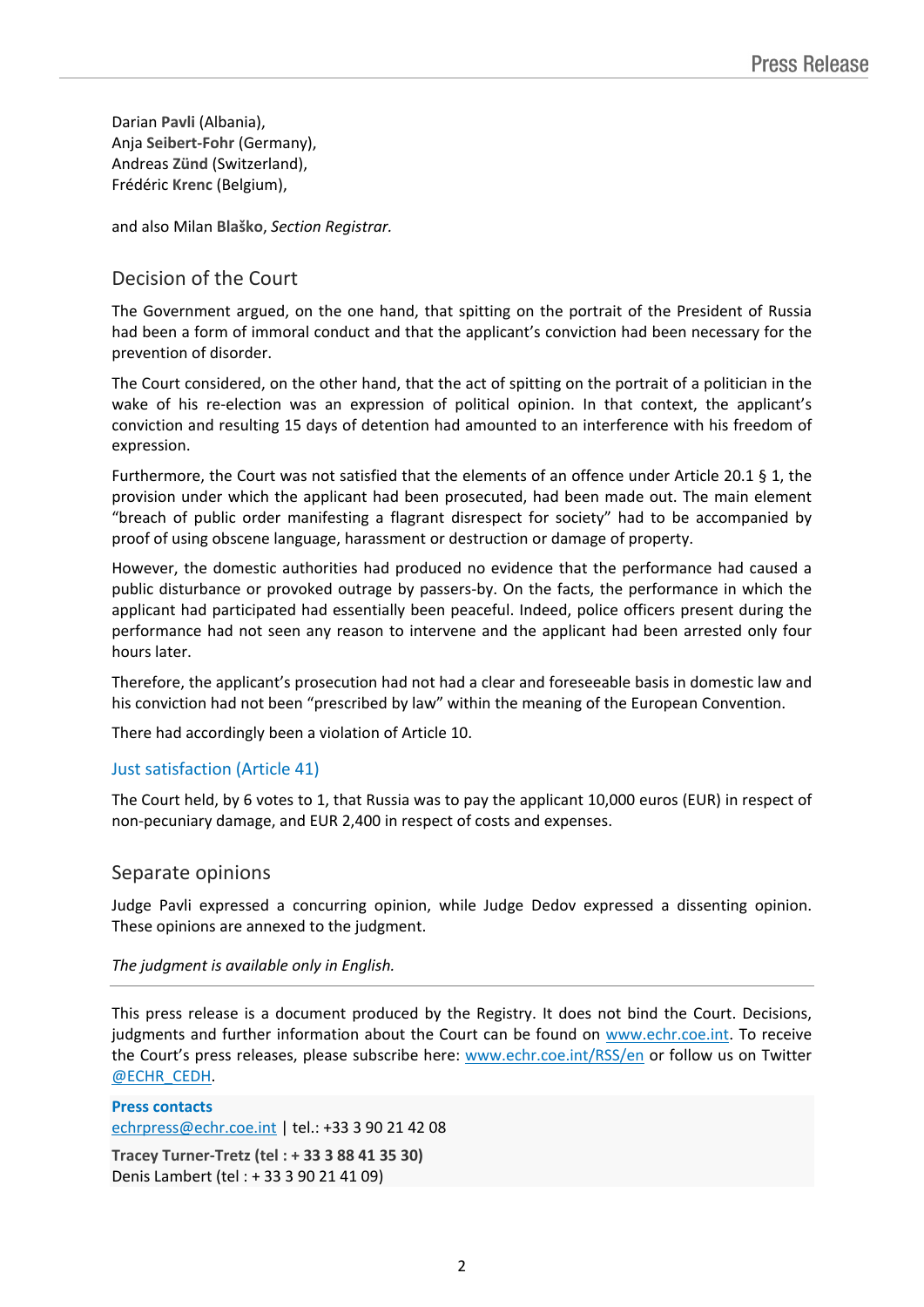Darian **Pavli** (Albania),
Anja **Seibert-Fohr** (Germany),
Andreas **Zünd** (Switzerland),
Frédéric **Krenc** (Belgium),

and also Milan **Blaško**, *Section Registrar.*

## Decision of the Court

The Government argued, on the one hand, that spitting on the portrait of the President of Russia had been a form of immoral conduct and that the applicant's conviction had been necessary for the prevention of disorder.

The Court considered, on the other hand, that the act of spitting on the portrait of a politician in the wake of his re-election was an expression of political opinion. In that context, the applicant's conviction and resulting 15 days of detention had amounted to an interference with his freedom of expression.

Furthermore, the Court was not satisfied that the elements of an offence under Article 20.1 § 1, the provision under which the applicant had been prosecuted, had been made out. The main element "breach of public order manifesting a flagrant disrespect for society" had to be accompanied by proof of using obscene language, harassment or destruction or damage of property.

However, the domestic authorities had produced no evidence that the performance had caused a public disturbance or provoked outrage by passers-by. On the facts, the performance in which the applicant had participated had essentially been peaceful. Indeed, police officers present during the performance had not seen any reason to intervene and the applicant had been arrested only four hours later.

Therefore, the applicant's prosecution had not had a clear and foreseeable basis in domestic law and his conviction had not been "prescribed by law" within the meaning of the European Convention.

There had accordingly been a violation of Article 10.

### Just satisfaction (Article 41)

The Court held, by 6 votes to 1, that Russia was to pay the applicant 10,000 euros (EUR) in respect of non-pecuniary damage, and EUR 2,400 in respect of costs and expenses.

## Separate opinions

Judge Pavli expressed a concurring opinion, while Judge Dedov expressed a dissenting opinion. These opinions are annexed to the judgment.

*The judgment is available only in English.*

---

This press release is a document produced by the Registry. It does not bind the Court. Decisions, judgments and further information about the Court can be found on www.echr.coe.int. To receive the Court's press releases, please subscribe here: www.echr.coe.int/RSS/en or follow us on Twitter @ECHR_CEDH.

**Press contacts**
echrpress@echr.coe.int | tel.: +33 3 90 21 42 08

**Tracey Turner-Tretz (tel : + 33 3 88 41 35 30)**
Denis Lambert (tel : + 33 3 90 21 41 09)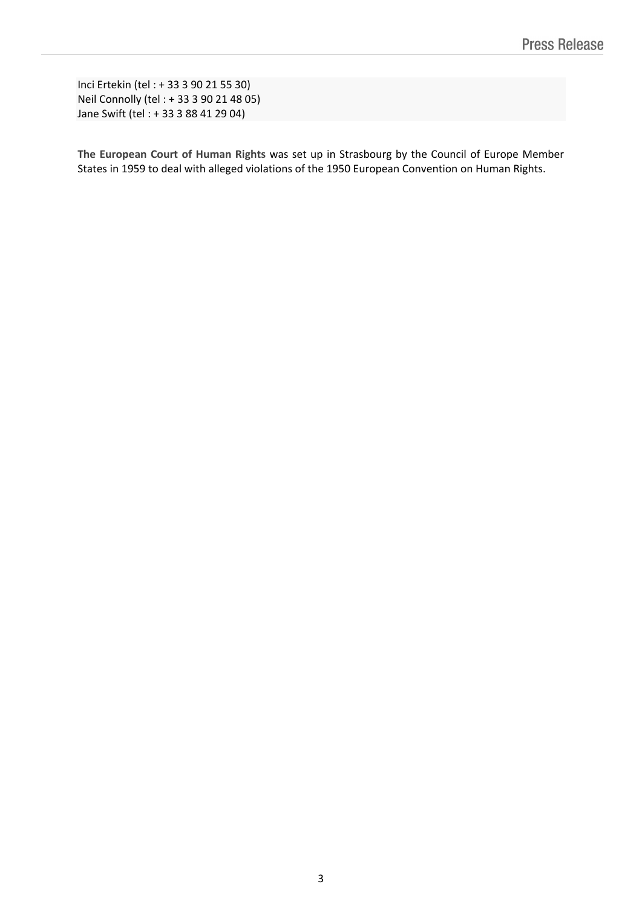Inci Ertekin (tel : + 33 3 90 21 55 30)
Neil Connolly (tel : + 33 3 90 21 48 05)
Jane Swift (tel : + 33 3 88 41 29 04)

**The European Court of Human Rights** was set up in Strasbourg by the Council of Europe Member States in 1959 to deal with alleged violations of the 1950 European Convention on Human Rights.